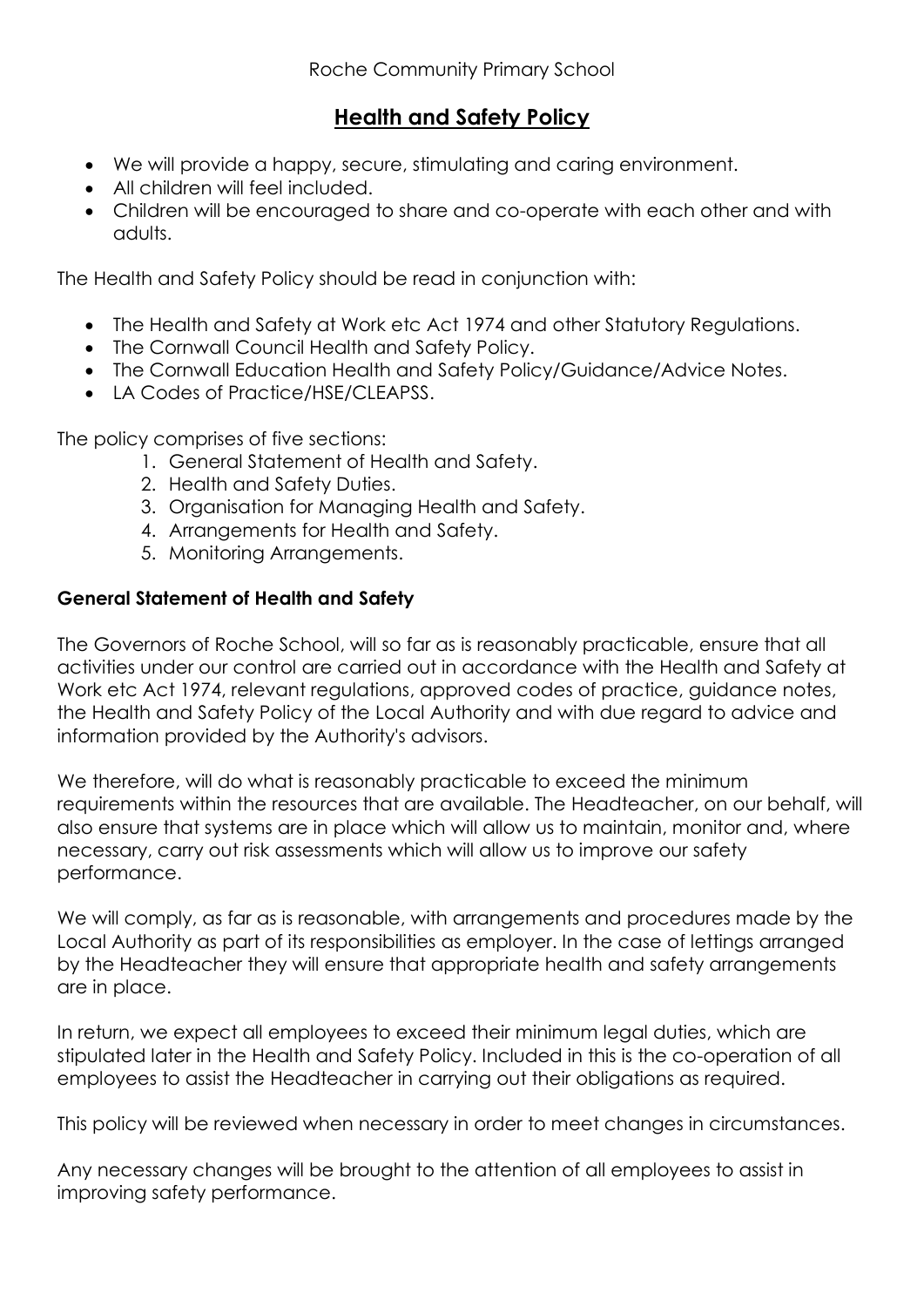Roche Community Primary School

# Health and Safety Policy

- We will provide a happy, secure, stimulating and caring environment.
- All children will feel included.
- Children will be encouraged to share and co-operate with each other and with adults.

The Health and Safety Policy should be read in conjunction with:

- The Health and Safety at Work etc Act 1974 and other Statutory Regulations.
- The Cornwall Council Health and Safety Policy.
- The Cornwall Education Health and Safety Policy/Guidance/Advice Notes.
- LA Codes of Practice/HSE/CLEAPSS.

The policy comprises of five sections:

1. General Statement of Health and Safety.
2. Health and Safety Duties.
3. Organisation for Managing Health and Safety.
4. Arrangements for Health and Safety.
5. Monitoring Arrangements.

## General Statement of Health and Safety

The Governors of Roche School, will so far as is reasonably practicable, ensure that all activities under our control are carried out in accordance with the Health and Safety at Work etc Act 1974, relevant regulations, approved codes of practice, guidance notes, the Health and Safety Policy of the Local Authority and with due regard to advice and information provided by the Authority's advisors.

We therefore, will do what is reasonably practicable to exceed the minimum requirements within the resources that are available. The Headteacher, on our behalf, will also ensure that systems are in place which will allow us to maintain, monitor and, where necessary, carry out risk assessments which will allow us to improve our safety performance.

We will comply, as far as is reasonable, with arrangements and procedures made by the Local Authority as part of its responsibilities as employer. In the case of lettings arranged by the Headteacher they will ensure that appropriate health and safety arrangements are in place.

In return, we expect all employees to exceed their minimum legal duties, which are stipulated later in the Health and Safety Policy. Included in this is the co-operation of all employees to assist the Headteacher in carrying out their obligations as required.

This policy will be reviewed when necessary in order to meet changes in circumstances.

Any necessary changes will be brought to the attention of all employees to assist in improving safety performance.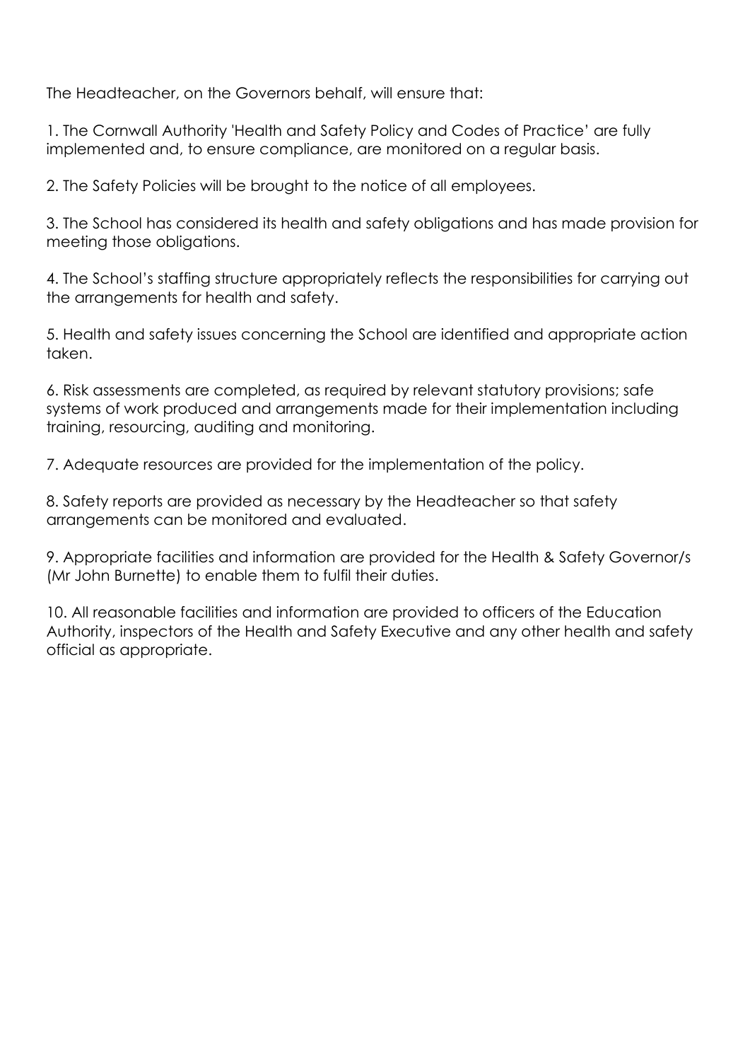The Headteacher, on the Governors behalf, will ensure that:

1. The Cornwall Authority 'Health and Safety Policy and Codes of Practice' are fully implemented and, to ensure compliance, are monitored on a regular basis.

2. The Safety Policies will be brought to the notice of all employees.

3. The School has considered its health and safety obligations and has made provision for meeting those obligations.

4. The School's staffing structure appropriately reflects the responsibilities for carrying out the arrangements for health and safety.

5. Health and safety issues concerning the School are identified and appropriate action taken.

6. Risk assessments are completed, as required by relevant statutory provisions; safe systems of work produced and arrangements made for their implementation including training, resourcing, auditing and monitoring.

7. Adequate resources are provided for the implementation of the policy.

8. Safety reports are provided as necessary by the Headteacher so that safety arrangements can be monitored and evaluated.

9. Appropriate facilities and information are provided for the Health & Safety Governor/s (Mr John Burnette) to enable them to fulfil their duties.

10. All reasonable facilities and information are provided to officers of the Education Authority, inspectors of the Health and Safety Executive and any other health and safety official as appropriate.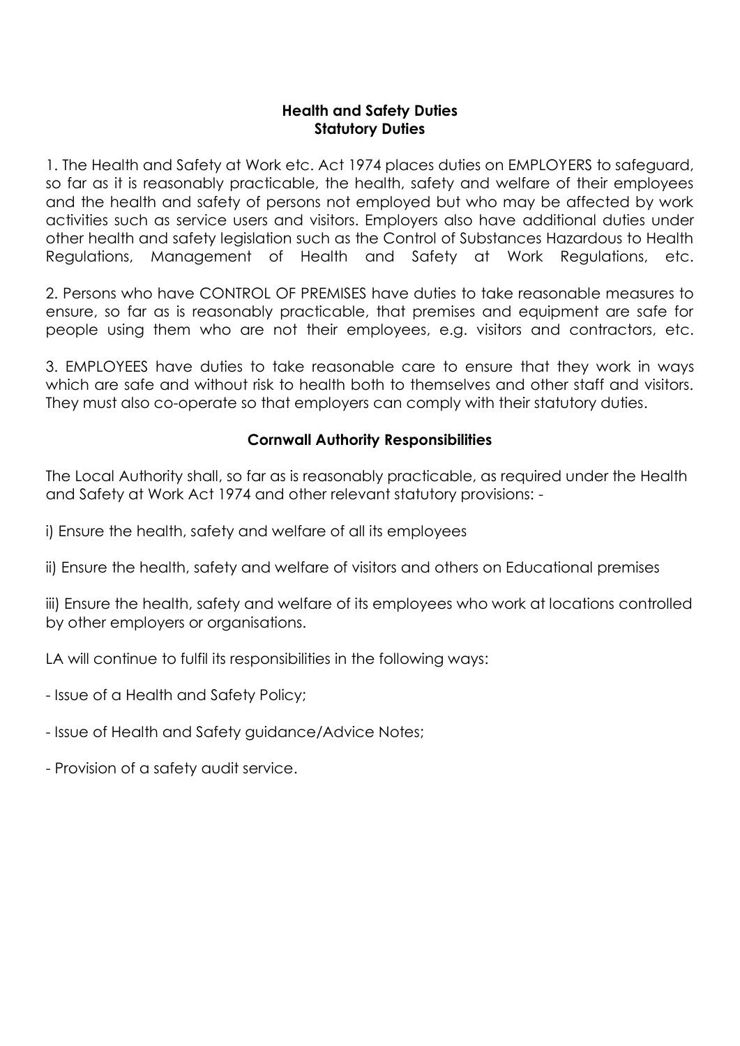**Health and Safety Duties**
**Statutory Duties**

1. The Health and Safety at Work etc. Act 1974 places duties on EMPLOYERS to safeguard, so far as it is reasonably practicable, the health, safety and welfare of their employees and the health and safety of persons not employed but who may be affected by work activities such as service users and visitors. Employers also have additional duties under other health and safety legislation such as the Control of Substances Hazardous to Health Regulations, Management of Health and Safety at Work Regulations, etc.

2. Persons who have CONTROL OF PREMISES have duties to take reasonable measures to ensure, so far as is reasonably practicable, that premises and equipment are safe for people using them who are not their employees, e.g. visitors and contractors, etc.

3. EMPLOYEES have duties to take reasonable care to ensure that they work in ways which are safe and without risk to health both to themselves and other staff and visitors. They must also co-operate so that employers can comply with their statutory duties.

**Cornwall Authority Responsibilities**

The Local Authority shall, so far as is reasonably practicable, as required under the Health and Safety at Work Act 1974 and other relevant statutory provisions: -

i) Ensure the health, safety and welfare of all its employees

ii) Ensure the health, safety and welfare of visitors and others on Educational premises

iii) Ensure the health, safety and welfare of its employees who work at locations controlled by other employers or organisations.

LA will continue to fulfil its responsibilities in the following ways:

- Issue of a Health and Safety Policy;

- Issue of Health and Safety guidance/Advice Notes;

- Provision of a safety audit service.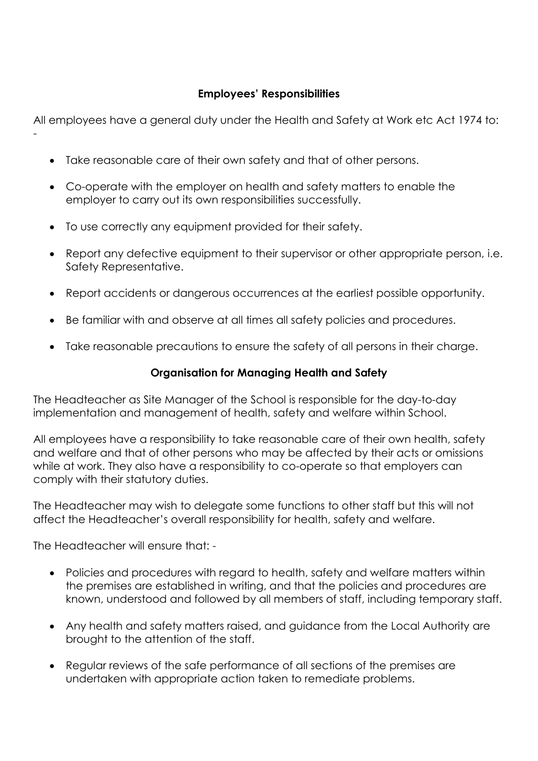**Employees' Responsibilities**

All employees have a general duty under the Health and Safety at Work etc Act 1974 to: -

- Take reasonable care of their own safety and that of other persons.
- Co-operate with the employer on health and safety matters to enable the employer to carry out its own responsibilities successfully.
- To use correctly any equipment provided for their safety.
- Report any defective equipment to their supervisor or other appropriate person, i.e. Safety Representative.
- Report accidents or dangerous occurrences at the earliest possible opportunity.
- Be familiar with and observe at all times all safety policies and procedures.
- Take reasonable precautions to ensure the safety of all persons in their charge.

**Organisation for Managing Health and Safety**

The Headteacher as Site Manager of the School is responsible for the day-to-day implementation and management of health, safety and welfare within School.

All employees have a responsibility to take reasonable care of their own health, safety and welfare and that of other persons who may be affected by their acts or omissions while at work. They also have a responsibility to co-operate so that employers can comply with their statutory duties.

The Headteacher may wish to delegate some functions to other staff but this will not affect the Headteacher's overall responsibility for health, safety and welfare.

The Headteacher will ensure that: -

- Policies and procedures with regard to health, safety and welfare matters within the premises are established in writing, and that the policies and procedures are known, understood and followed by all members of staff, including temporary staff.
- Any health and safety matters raised, and guidance from the Local Authority are brought to the attention of the staff.
- Regular reviews of the safe performance of all sections of the premises are undertaken with appropriate action taken to remediate problems.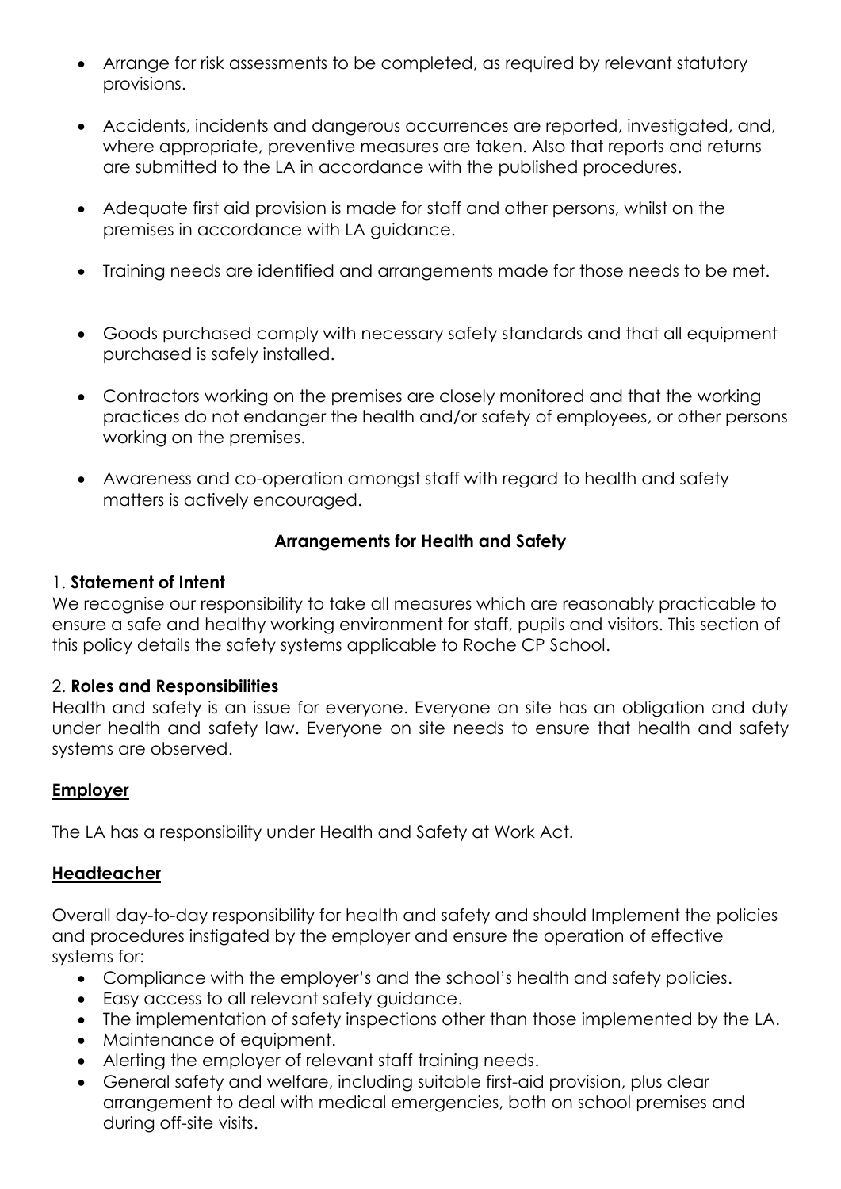- Arrange for risk assessments to be completed, as required by relevant statutory provisions.

- Accidents, incidents and dangerous occurrences are reported, investigated, and, where appropriate, preventive measures are taken. Also that reports and returns are submitted to the LA in accordance with the published procedures.

- Adequate first aid provision is made for staff and other persons, whilst on the premises in accordance with LA guidance.

- Training needs are identified and arrangements made for those needs to be met.

- Goods purchased comply with necessary safety standards and that all equipment purchased is safely installed.

- Contractors working on the premises are closely monitored and that the working practices do not endanger the health and/or safety of employees, or other persons working on the premises.

- Awareness and co-operation amongst staff with regard to health and safety matters is actively encouraged.

## Arrangements for Health and Safety

1. **Statement of Intent**

We recognise our responsibility to take all measures which are reasonably practicable to ensure a safe and healthy working environment for staff, pupils and visitors. This section of this policy details the safety systems applicable to Roche CP School.

2. **Roles and Responsibilities**

Health and safety is an issue for everyone. Everyone on site has an obligation and duty under health and safety law. Everyone on site needs to ensure that health and safety systems are observed.

### Employer

The LA has a responsibility under Health and Safety at Work Act.

### Headteacher

Overall day-to-day responsibility for health and safety and should Implement the policies and procedures instigated by the employer and ensure the operation of effective systems for:

- Compliance with the employer's and the school's health and safety policies.
- Easy access to all relevant safety guidance.
- The implementation of safety inspections other than those implemented by the LA.
- Maintenance of equipment.
- Alerting the employer of relevant staff training needs.
- General safety and welfare, including suitable first-aid provision, plus clear arrangement to deal with medical emergencies, both on school premises and during off-site visits.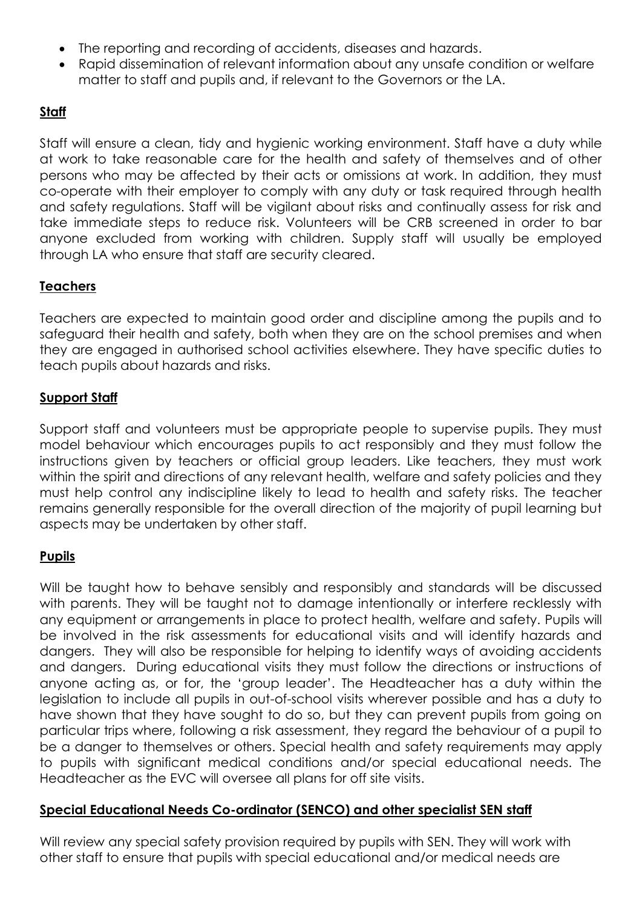- The reporting and recording of accidents, diseases and hazards.
- Rapid dissemination of relevant information about any unsafe condition or welfare matter to staff and pupils and, if relevant to the Governors or the LA.

### **Staff**

Staff will ensure a clean, tidy and hygienic working environment. Staff have a duty while at work to take reasonable care for the health and safety of themselves and of other persons who may be affected by their acts or omissions at work. In addition, they must co-operate with their employer to comply with any duty or task required through health and safety regulations. Staff will be vigilant about risks and continually assess for risk and take immediate steps to reduce risk. Volunteers will be CRB screened in order to bar anyone excluded from working with children. Supply staff will usually be employed through LA who ensure that staff are security cleared.

### **Teachers**

Teachers are expected to maintain good order and discipline among the pupils and to safeguard their health and safety, both when they are on the school premises and when they are engaged in authorised school activities elsewhere. They have specific duties to teach pupils about hazards and risks.

### **Support Staff**

Support staff and volunteers must be appropriate people to supervise pupils. They must model behaviour which encourages pupils to act responsibly and they must follow the instructions given by teachers or official group leaders. Like teachers, they must work within the spirit and directions of any relevant health, welfare and safety policies and they must help control any indiscipline likely to lead to health and safety risks. The teacher remains generally responsible for the overall direction of the majority of pupil learning but aspects may be undertaken by other staff.

### **Pupils**

Will be taught how to behave sensibly and responsibly and standards will be discussed with parents. They will be taught not to damage intentionally or interfere recklessly with any equipment or arrangements in place to protect health, welfare and safety. Pupils will be involved in the risk assessments for educational visits and will identify hazards and dangers. They will also be responsible for helping to identify ways of avoiding accidents and dangers. During educational visits they must follow the directions or instructions of anyone acting as, or for, the 'group leader'. The Headteacher has a duty within the legislation to include all pupils in out-of-school visits wherever possible and has a duty to have shown that they have sought to do so, but they can prevent pupils from going on particular trips where, following a risk assessment, they regard the behaviour of a pupil to be a danger to themselves or others. Special health and safety requirements may apply to pupils with significant medical conditions and/or special educational needs. The Headteacher as the EVC will oversee all plans for off site visits.

### **Special Educational Needs Co-ordinator (SENCO) and other specialist SEN staff**

Will review any special safety provision required by pupils with SEN. They will work with other staff to ensure that pupils with special educational and/or medical needs are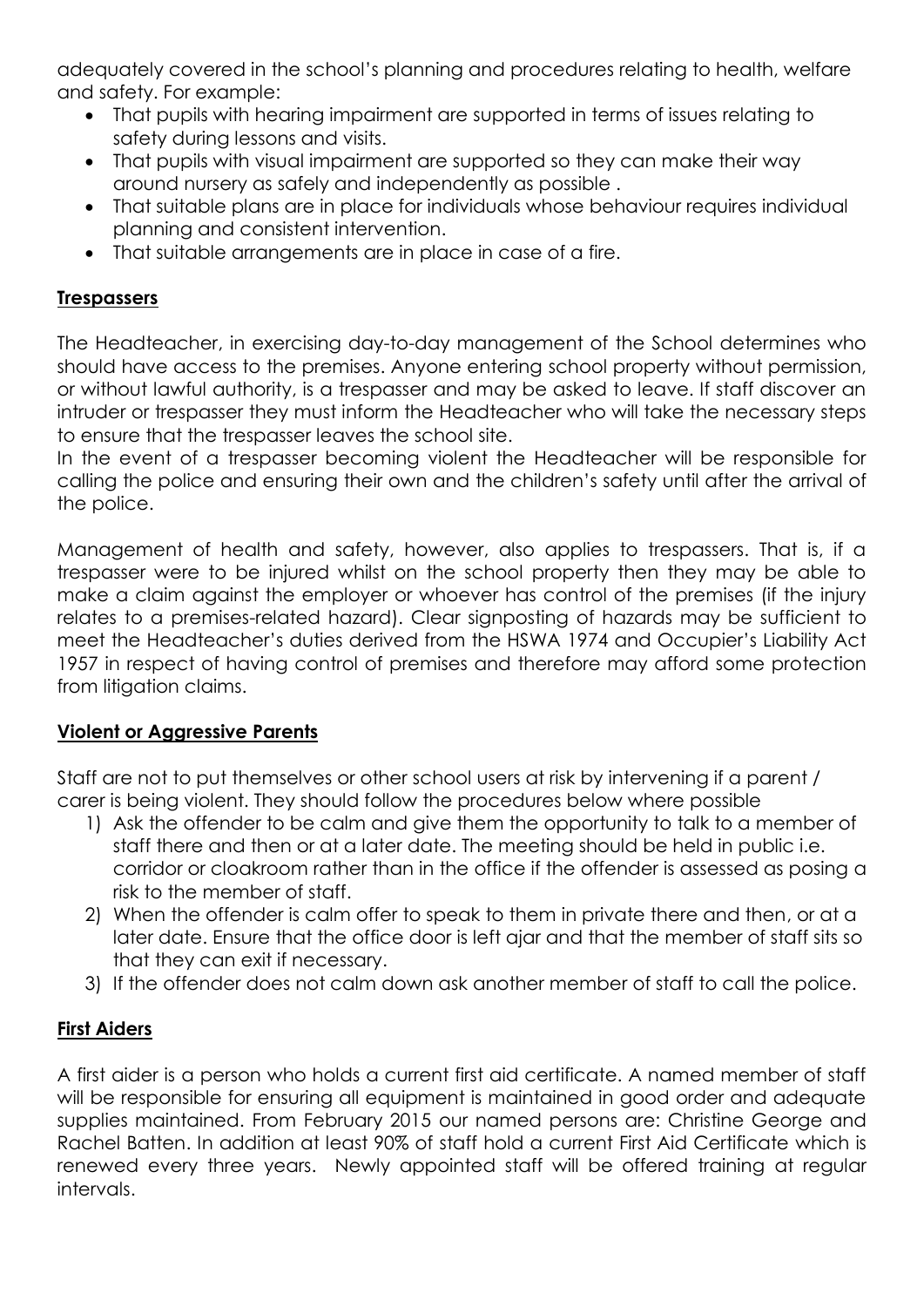adequately covered in the school's planning and procedures relating to health, welfare and safety. For example:

- That pupils with hearing impairment are supported in terms of issues relating to safety during lessons and visits.
- That pupils with visual impairment are supported so they can make their way around nursery as safely and independently as possible .
- That suitable plans are in place for individuals whose behaviour requires individual planning and consistent intervention.
- That suitable arrangements are in place in case of a fire.

**Trespassers**

The Headteacher, in exercising day-to-day management of the School determines who should have access to the premises. Anyone entering school property without permission, or without lawful authority, is a trespasser and may be asked to leave. If staff discover an intruder or trespasser they must inform the Headteacher who will take the necessary steps to ensure that the trespasser leaves the school site.
In the event of a trespasser becoming violent the Headteacher will be responsible for calling the police and ensuring their own and the children's safety until after the arrival of the police.

Management of health and safety, however, also applies to trespassers. That is, if a trespasser were to be injured whilst on the school property then they may be able to make a claim against the employer or whoever has control of the premises (if the injury relates to a premises-related hazard). Clear signposting of hazards may be sufficient to meet the Headteacher's duties derived from the HSWA 1974 and Occupier's Liability Act 1957 in respect of having control of premises and therefore may afford some protection from litigation claims.

**Violent or Aggressive Parents**

Staff are not to put themselves or other school users at risk by intervening if a parent / carer is being violent. They should follow the procedures below where possible

1) Ask the offender to be calm and give them the opportunity to talk to a member of staff there and then or at a later date. The meeting should be held in public i.e. corridor or cloakroom rather than in the office if the offender is assessed as posing a risk to the member of staff.
2) When the offender is calm offer to speak to them in private there and then, or at a later date. Ensure that the office door is left ajar and that the member of staff sits so that they can exit if necessary.
3) If the offender does not calm down ask another member of staff to call the police.

**First Aiders**

A first aider is a person who holds a current first aid certificate. A named member of staff will be responsible for ensuring all equipment is maintained in good order and adequate supplies maintained. From February 2015 our named persons are: Christine George and Rachel Batten. In addition at least 90% of staff hold a current First Aid Certificate which is renewed every three years. Newly appointed staff will be offered training at regular intervals.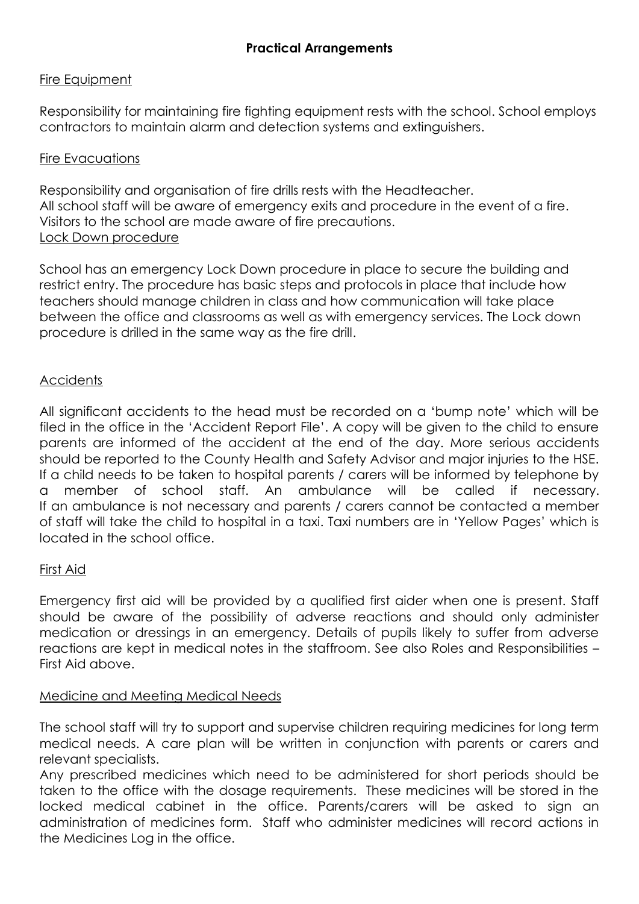## Practical Arrangements

### Fire Equipment

Responsibility for maintaining fire fighting equipment rests with the school. School employs contractors to maintain alarm and detection systems and extinguishers.

### Fire Evacuations

Responsibility and organisation of fire drills rests with the Headteacher.
All school staff will be aware of emergency exits and procedure in the event of a fire.
Visitors to the school are made aware of fire precautions.

### Lock Down procedure

School has an emergency Lock Down procedure in place to secure the building and restrict entry. The procedure has basic steps and protocols in place that include how teachers should manage children in class and how communication will take place between the office and classrooms as well as with emergency services. The Lock down procedure is drilled in the same way as the fire drill.

### Accidents

All significant accidents to the head must be recorded on a 'bump note' which will be filed in the office in the 'Accident Report File'. A copy will be given to the child to ensure parents are informed of the accident at the end of the day. More serious accidents should be reported to the County Health and Safety Advisor and major injuries to the HSE. If a child needs to be taken to hospital parents / carers will be informed by telephone by a member of school staff. An ambulance will be called if necessary.
If an ambulance is not necessary and parents / carers cannot be contacted a member of staff will take the child to hospital in a taxi. Taxi numbers are in 'Yellow Pages' which is located in the school office.

### First Aid

Emergency first aid will be provided by a qualified first aider when one is present. Staff should be aware of the possibility of adverse reactions and should only administer medication or dressings in an emergency. Details of pupils likely to suffer from adverse reactions are kept in medical notes in the staffroom. See also Roles and Responsibilities – First Aid above.

### Medicine and Meeting Medical Needs

The school staff will try to support and supervise children requiring medicines for long term medical needs. A care plan will be written in conjunction with parents or carers and relevant specialists.
Any prescribed medicines which need to be administered for short periods should be taken to the office with the dosage requirements. These medicines will be stored in the locked medical cabinet in the office. Parents/carers will be asked to sign an administration of medicines form. Staff who administer medicines will record actions in the Medicines Log in the office.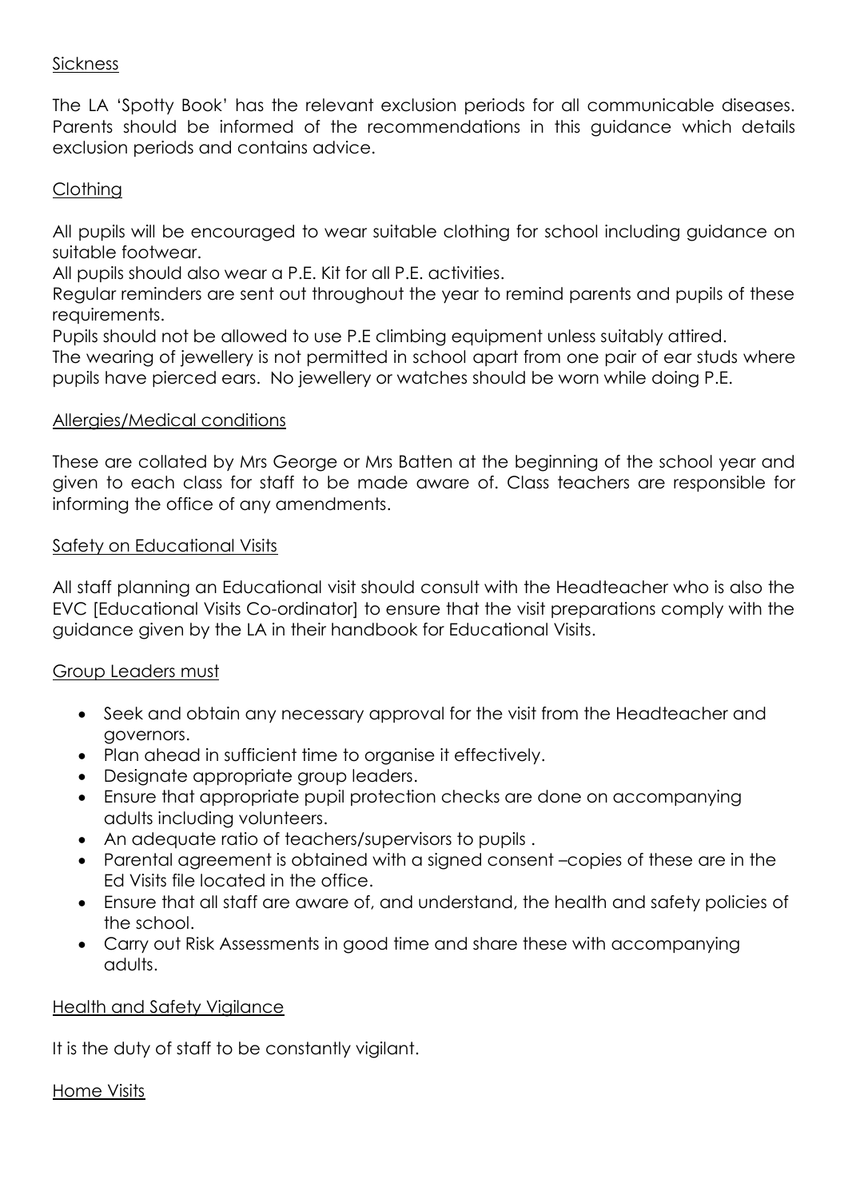## Sickness

The LA 'Spotty Book' has the relevant exclusion periods for all communicable diseases. Parents should be informed of the recommendations in this guidance which details exclusion periods and contains advice.

## Clothing

All pupils will be encouraged to wear suitable clothing for school including guidance on suitable footwear.

All pupils should also wear a P.E. Kit for all P.E. activities.

Regular reminders are sent out throughout the year to remind parents and pupils of these requirements.

Pupils should not be allowed to use P.E climbing equipment unless suitably attired.

The wearing of jewellery is not permitted in school apart from one pair of ear studs where pupils have pierced ears. No jewellery or watches should be worn while doing P.E.

## Allergies/Medical conditions

These are collated by Mrs George or Mrs Batten at the beginning of the school year and given to each class for staff to be made aware of. Class teachers are responsible for informing the office of any amendments.

## Safety on Educational Visits

All staff planning an Educational visit should consult with the Headteacher who is also the EVC [Educational Visits Co-ordinator] to ensure that the visit preparations comply with the guidance given by the LA in their handbook for Educational Visits.

## Group Leaders must

- Seek and obtain any necessary approval for the visit from the Headteacher and governors.
- Plan ahead in sufficient time to organise it effectively.
- Designate appropriate group leaders.
- Ensure that appropriate pupil protection checks are done on accompanying adults including volunteers.
- An adequate ratio of teachers/supervisors to pupils .
- Parental agreement is obtained with a signed consent –copies of these are in the Ed Visits file located in the office.
- Ensure that all staff are aware of, and understand, the health and safety policies of the school.
- Carry out Risk Assessments in good time and share these with accompanying adults.

## Health and Safety Vigilance

It is the duty of staff to be constantly vigilant.

## Home Visits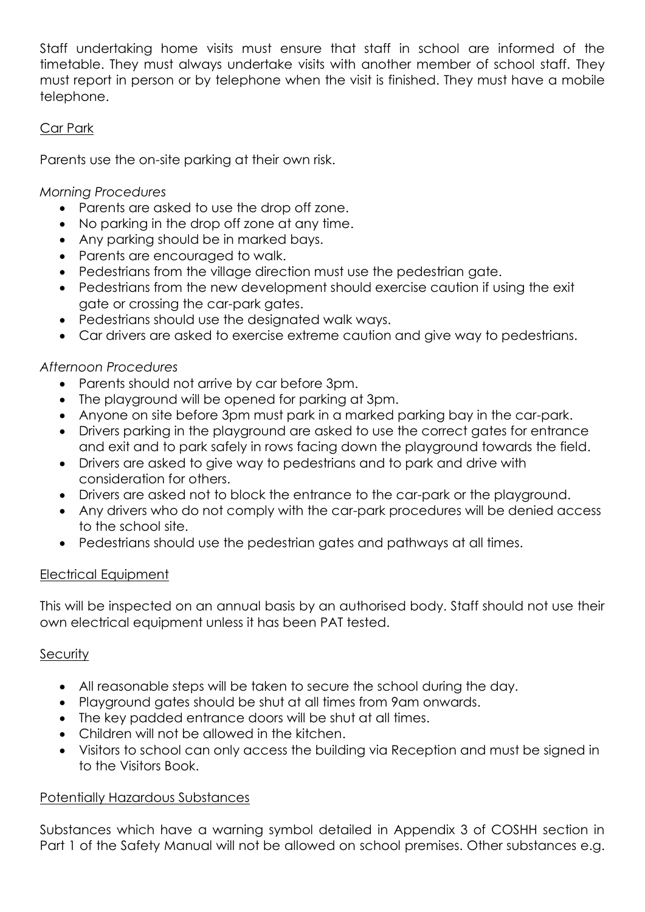Staff undertaking home visits must ensure that staff in school are informed of the timetable. They must always undertake visits with another member of school staff. They must report in person or by telephone when the visit is finished. They must have a mobile telephone.

## Car Park

Parents use the on-site parking at their own risk.

*Morning Procedures*

- Parents are asked to use the drop off zone.
- No parking in the drop off zone at any time.
- Any parking should be in marked bays.
- Parents are encouraged to walk.
- Pedestrians from the village direction must use the pedestrian gate.
- Pedestrians from the new development should exercise caution if using the exit gate or crossing the car-park gates.
- Pedestrians should use the designated walk ways.
- Car drivers are asked to exercise extreme caution and give way to pedestrians.

*Afternoon Procedures*

- Parents should not arrive by car before 3pm.
- The playground will be opened for parking at 3pm.
- Anyone on site before 3pm must park in a marked parking bay in the car-park.
- Drivers parking in the playground are asked to use the correct gates for entrance and exit and to park safely in rows facing down the playground towards the field.
- Drivers are asked to give way to pedestrians and to park and drive with consideration for others.
- Drivers are asked not to block the entrance to the car-park or the playground.
- Any drivers who do not comply with the car-park procedures will be denied access to the school site.
- Pedestrians should use the pedestrian gates and pathways at all times.

## Electrical Equipment

This will be inspected on an annual basis by an authorised body. Staff should not use their own electrical equipment unless it has been PAT tested.

## Security

- All reasonable steps will be taken to secure the school during the day.
- Playground gates should be shut at all times from 9am onwards.
- The key padded entrance doors will be shut at all times.
- Children will not be allowed in the kitchen.
- Visitors to school can only access the building via Reception and must be signed in to the Visitors Book.

## Potentially Hazardous Substances

Substances which have a warning symbol detailed in Appendix 3 of COSHH section in Part 1 of the Safety Manual will not be allowed on school premises. Other substances e.g.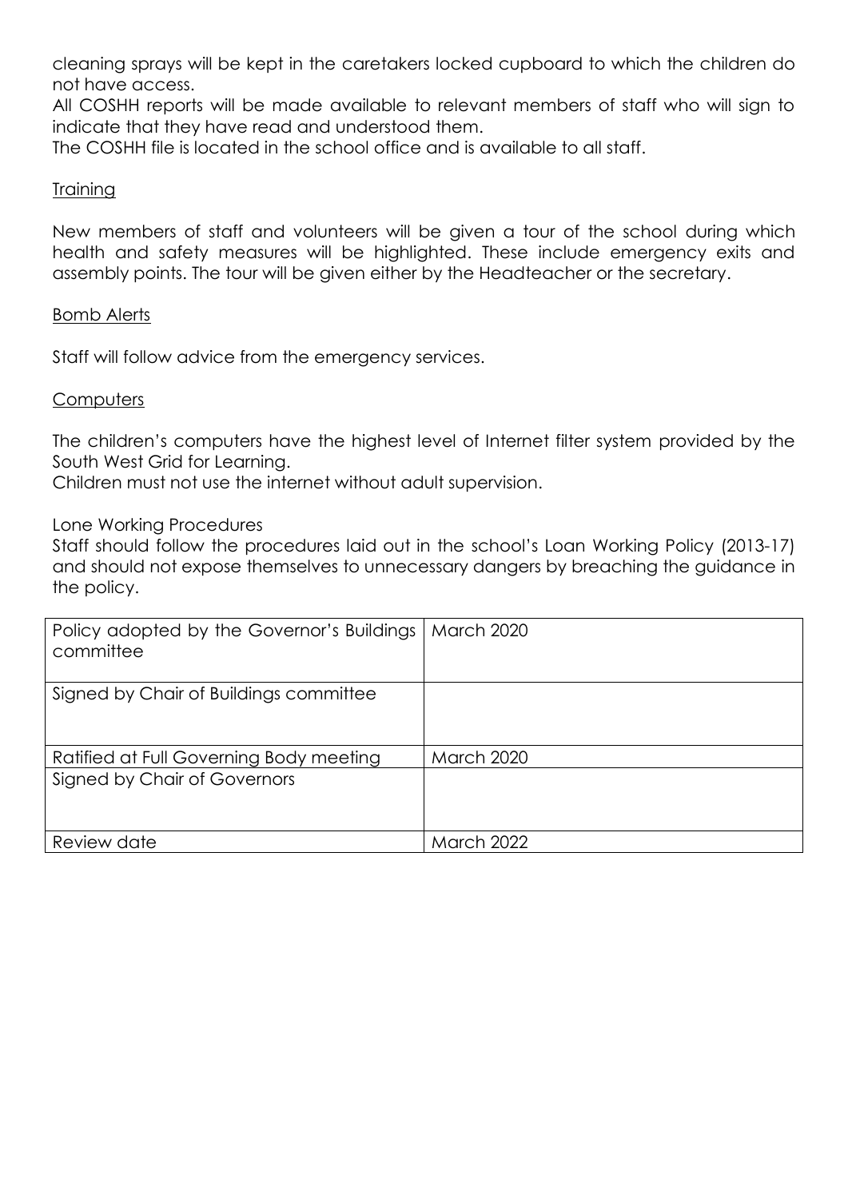cleaning sprays will be kept in the caretakers locked cupboard to which the children do not have access.

All COSHH reports will be made available to relevant members of staff who will sign to indicate that they have read and understood them.

The COSHH file is located in the school office and is available to all staff.

## Training

New members of staff and volunteers will be given a tour of the school during which health and safety measures will be highlighted. These include emergency exits and assembly points. The tour will be given either by the Headteacher or the secretary.

## Bomb Alerts

Staff will follow advice from the emergency services.

## Computers

The children's computers have the highest level of Internet filter system provided by the South West Grid for Learning.

Children must not use the internet without adult supervision.

Lone Working Procedures

Staff should follow the procedures laid out in the school's Loan Working Policy (2013-17) and should not expose themselves to unnecessary dangers by breaching the guidance in the policy.

| | |
|---|---|
| Policy adopted by the Governor's Buildings committee | March 2020 |
| Signed by Chair of Buildings committee | |
| Ratified at Full Governing Body meeting | March 2020 |
| Signed by Chair of Governors | |
| Review date | March 2022 |